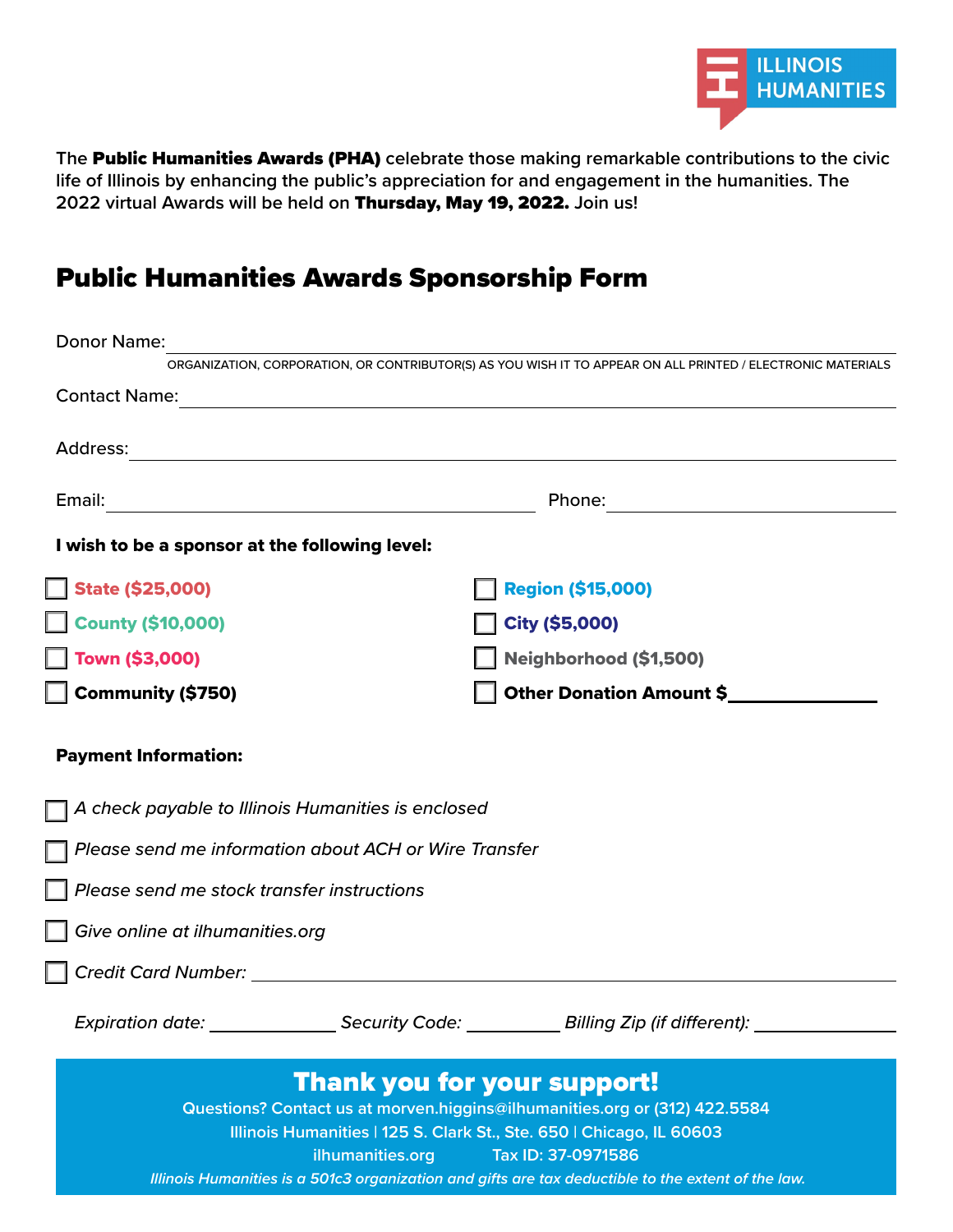ILLINOIS HUMANITIES

The **Public Humanities Awards (PHA)** celebrate those making remarkable contributions to the civic life of Illinois by enhancing the public's appreciation for and engagement in the humanities. The 2022 virtual Awards will be held on **Thursday, May 19, 2022.** Join us!

# Public Humanities Awards Sponsorship Form

Donor Name: ______________________________

ORGANIZATION, CORPORATION, OR CONTRIBUTOR(S) AS YOU WISH IT TO APPEAR ON ALL PRINTED / ELECTRONIC MATERIALS

Contact Name: ______________________________

Address: ______________________________

Email: ______________________________ Phone: ______________________________

**I wish to be a sponsor at the following level:**

- ☐ **State ($25,000)**
- ☐ **Region ($15,000)**
- ☐ **County ($10,000)**
- ☐ **City ($5,000)**
- ☐ **Town ($3,000)**
- ☐ **Neighborhood ($1,500)**
- ☐ **Community ($750)**
- ☐ **Other Donation Amount $**______________

**Payment Information:**

- ☐ *A check payable to Illinois Humanities is enclosed*
- ☐ *Please send me information about ACH or Wire Transfer*
- ☐ *Please send me stock transfer instructions*
- ☐ *Give online at ilhumanities.org*
- ☐ *Credit Card Number:* ______________________________

*Expiration date:* ____________ *Security Code:* __________ *Billing Zip (if different):* ____________

## Thank you for your support!

Questions? Contact us at morven.higgins@ilhumanities.org or (312) 422.5584

Illinois Humanities | 125 S. Clark St., Ste. 650 | Chicago, IL 60603

ilhumanities.org Tax ID: 37-0971586

*Illinois Humanities is a 501c3 organization and gifts are tax deductible to the extent of the law.*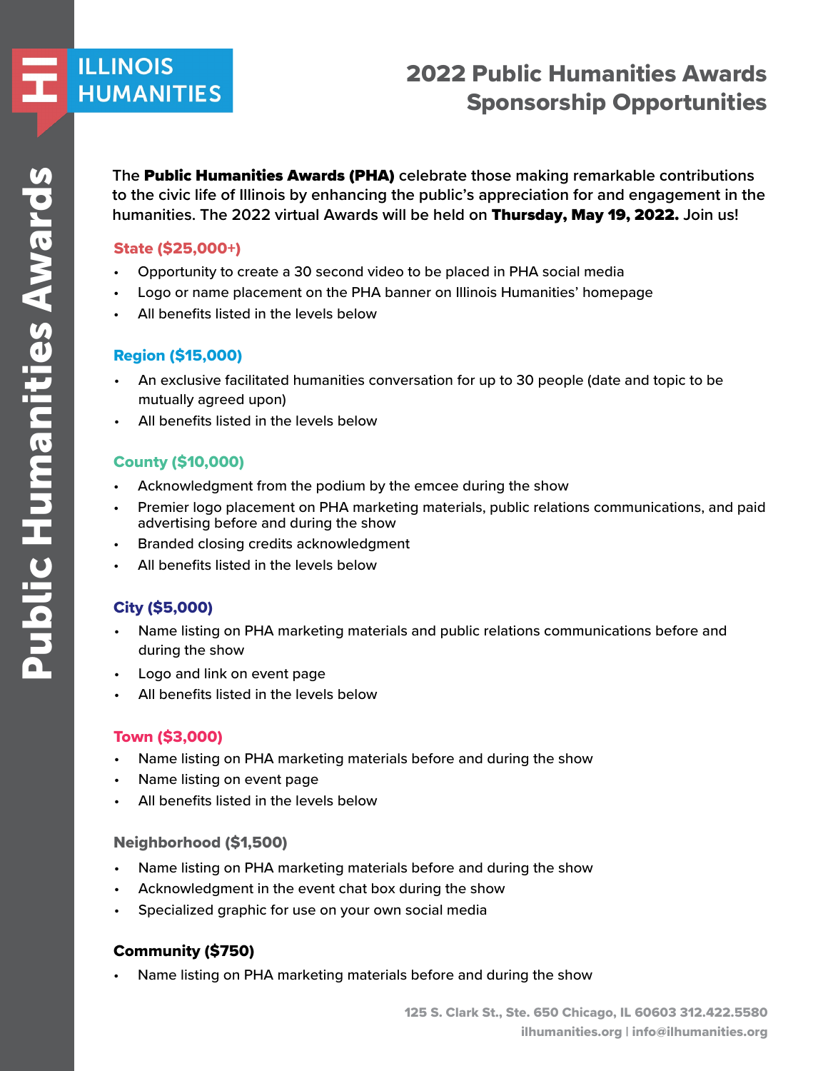ILLINOIS HUMANITIES

# 2022 Public Humanities Awards Sponsorship Opportunities

Public Humanities Awards

The **Public Humanities Awards (PHA)** celebrate those making remarkable contributions to the civic life of Illinois by enhancing the public's appreciation for and engagement in the humanities. The 2022 virtual Awards will be held on **Thursday, May 19, 2022.** Join us!

### State ($25,000+)

- Opportunity to create a 30 second video to be placed in PHA social media
- Logo or name placement on the PHA banner on Illinois Humanities' homepage
- All benefits listed in the levels below

### Region ($15,000)

- An exclusive facilitated humanities conversation for up to 30 people (date and topic to be mutually agreed upon)
- All benefits listed in the levels below

### County ($10,000)

- Acknowledgment from the podium by the emcee during the show
- Premier logo placement on PHA marketing materials, public relations communications, and paid advertising before and during the show
- Branded closing credits acknowledgment
- All benefits listed in the levels below

### City ($5,000)

- Name listing on PHA marketing materials and public relations communications before and during the show
- Logo and link on event page
- All benefits listed in the levels below

### Town ($3,000)

- Name listing on PHA marketing materials before and during the show
- Name listing on event page
- All benefits listed in the levels below

### Neighborhood ($1,500)

- Name listing on PHA marketing materials before and during the show
- Acknowledgment in the event chat box during the show
- Specialized graphic for use on your own social media

### Community ($750)

- Name listing on PHA marketing materials before and during the show

125 S. Clark St., Ste. 650 Chicago, IL 60603 312.422.5580
ilhumanities.org | info@ilhumanities.org